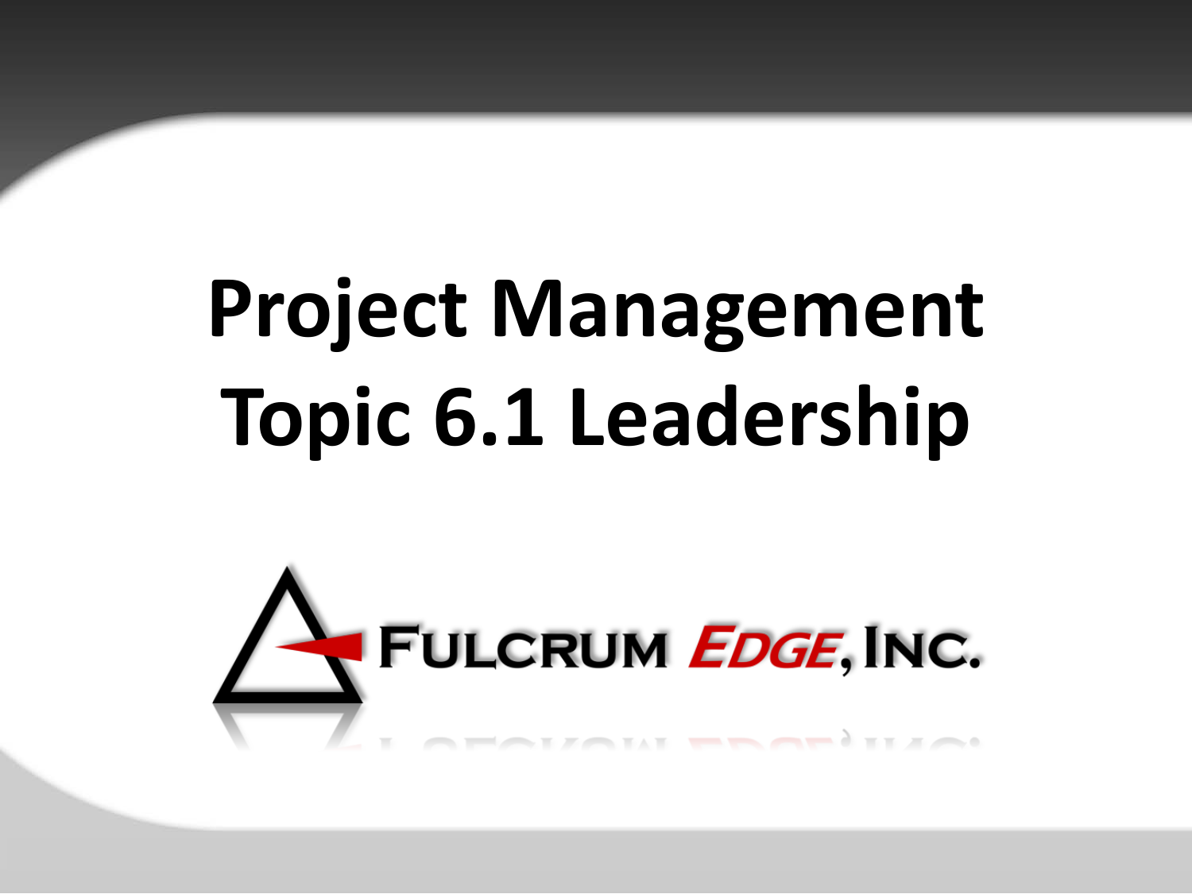# Project Management Topic 6.1 Leadership

FULCRUM EDGE, INC.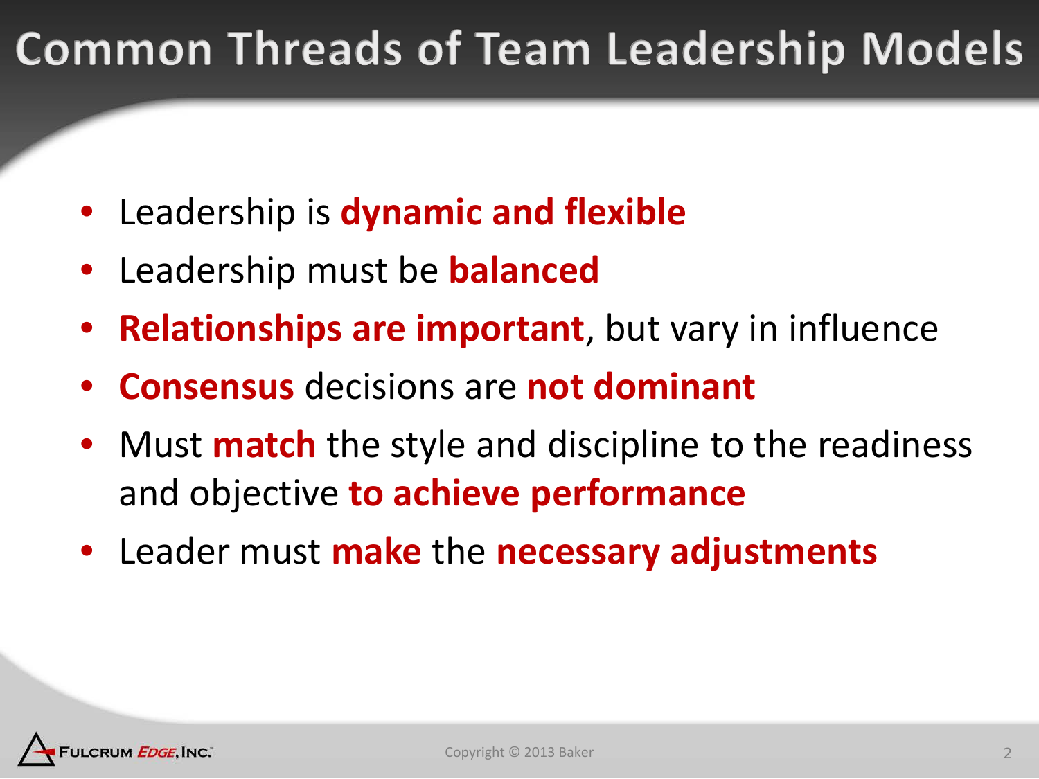# Common Threads of Team Leadership Models

- Leadership is **dynamic and flexible**
- Leadership must be **balanced**
- **Relationships are important**, but vary in influence
- **Consensus** decisions are **not dominant**
- Must **match** the style and discipline to the readiness and objective **to achieve performance**
- Leader must **make** the **necessary adjustments**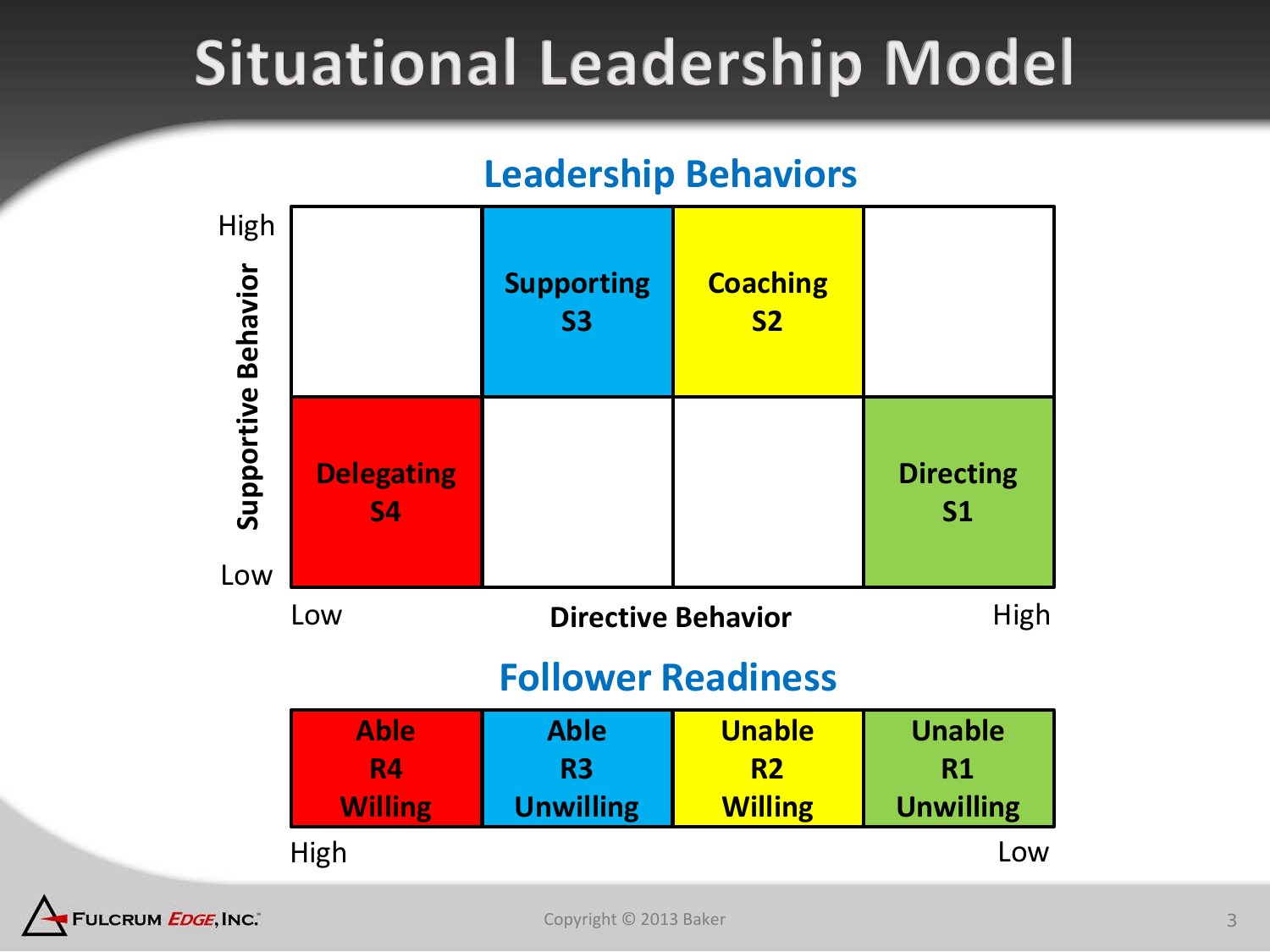# Situational Leadership Model

## Leadership Behaviors

**Supportive Behavior** (High → Low)

| | | | |
|---|---|---|---|
| | **Supporting S3** | **Coaching S2** | |
| **Delegating S4** | | | **Directing S1** |

Low — **Directive Behavior** — High

## Follower Readiness

| **Able R4 Willing** | **Able R3 Unwilling** | **Unable R2 Willing** | **Unable R1 Unwilling** |
|---|---|---|---|

High — Low

Fulcrum *Edge*, Inc.

Copyright © 2013 Baker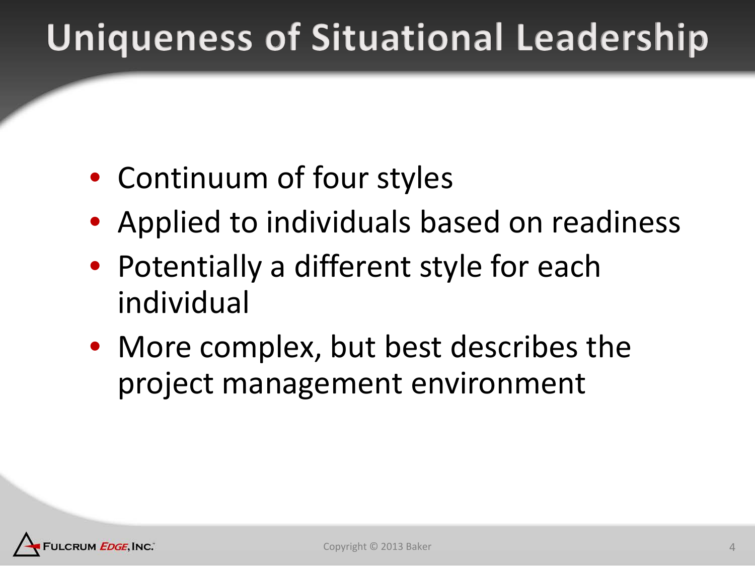# Uniqueness of Situational Leadership

- Continuum of four styles
- Applied to individuals based on readiness
- Potentially a different style for each individual
- More complex, but best describes the project management environment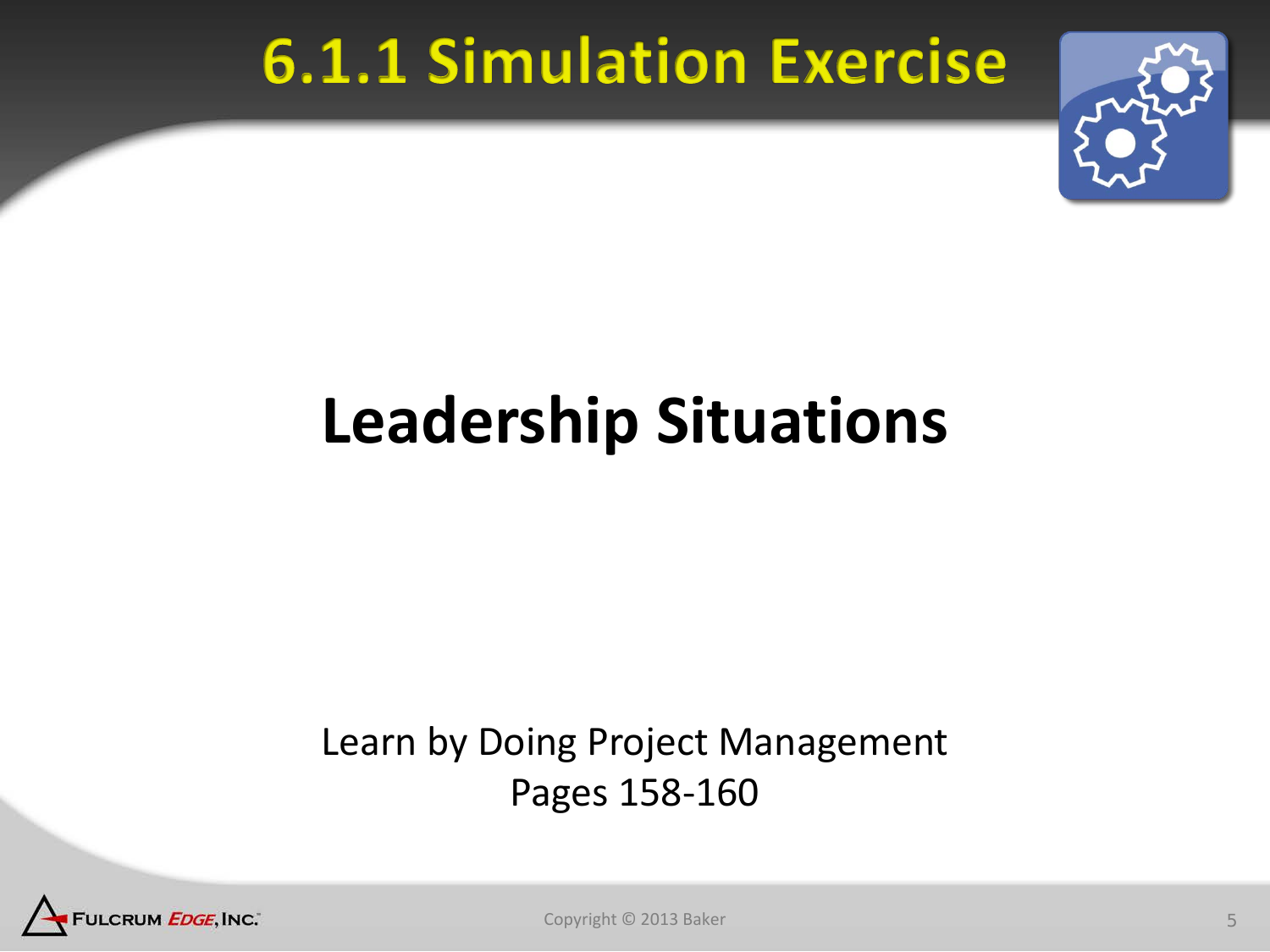# 6.1.1 Simulation Exercise

## Leadership Situations

Learn by Doing Project Management
Pages 158-160

Copyright © 2013 Baker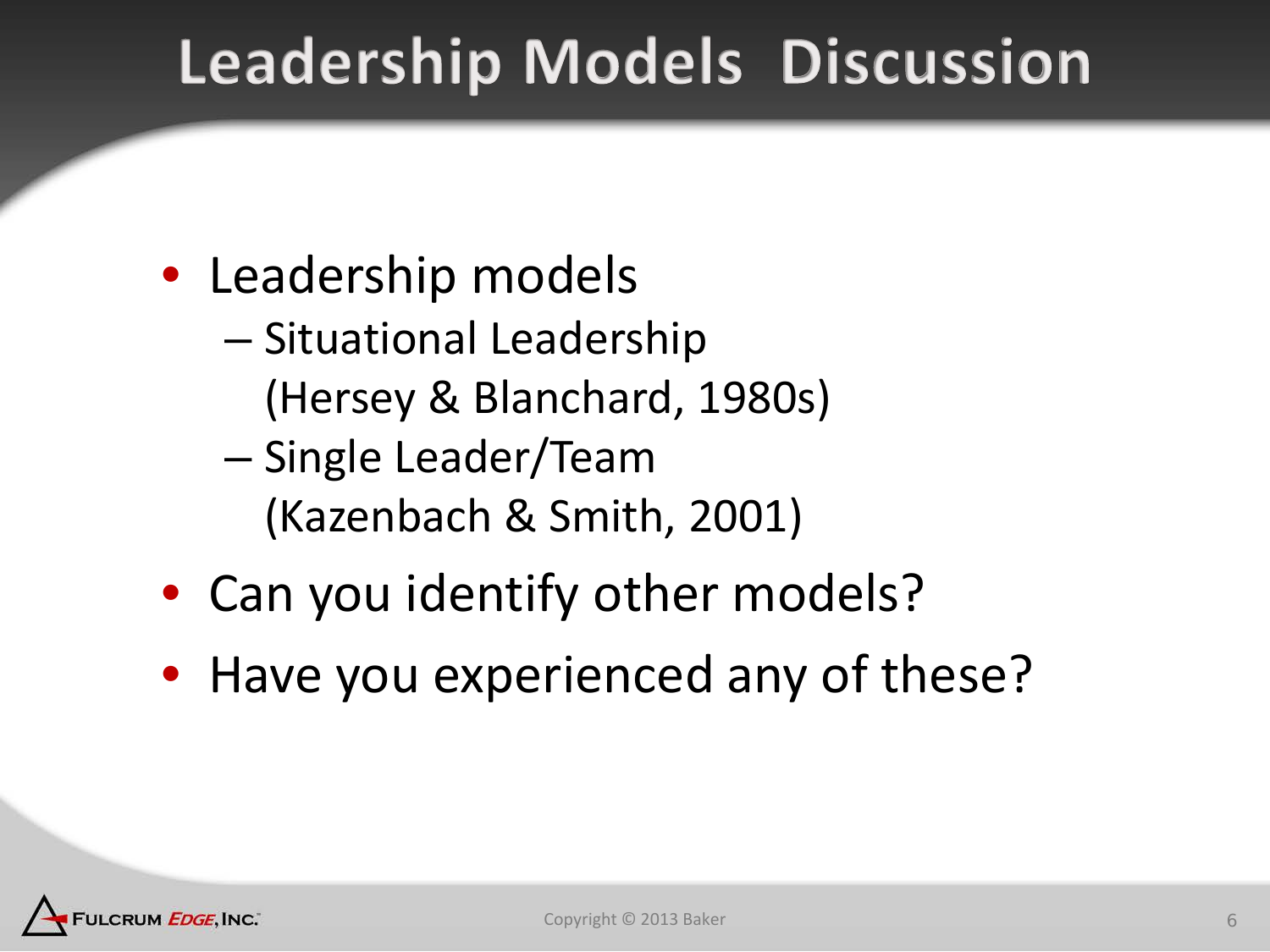# Leadership Models Discussion

- Leadership models
  - Situational Leadership (Hersey & Blanchard, 1980s)
  - Single Leader/Team (Kazenbach & Smith, 2001)
- Can you identify other models?
- Have you experienced any of these?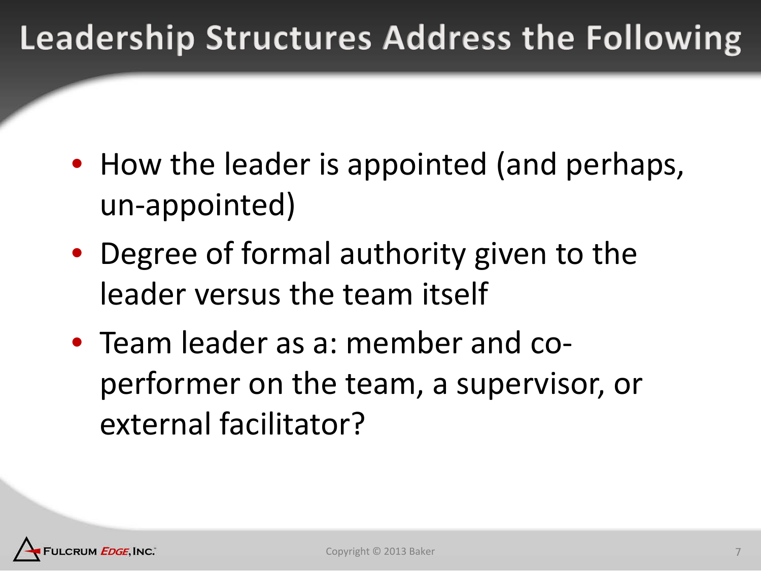# Leadership Structures Address the Following

- How the leader is appointed (and perhaps, un-appointed)
- Degree of formal authority given to the leader versus the team itself
- Team leader as a: member and co-performer on the team, a supervisor, or external facilitator?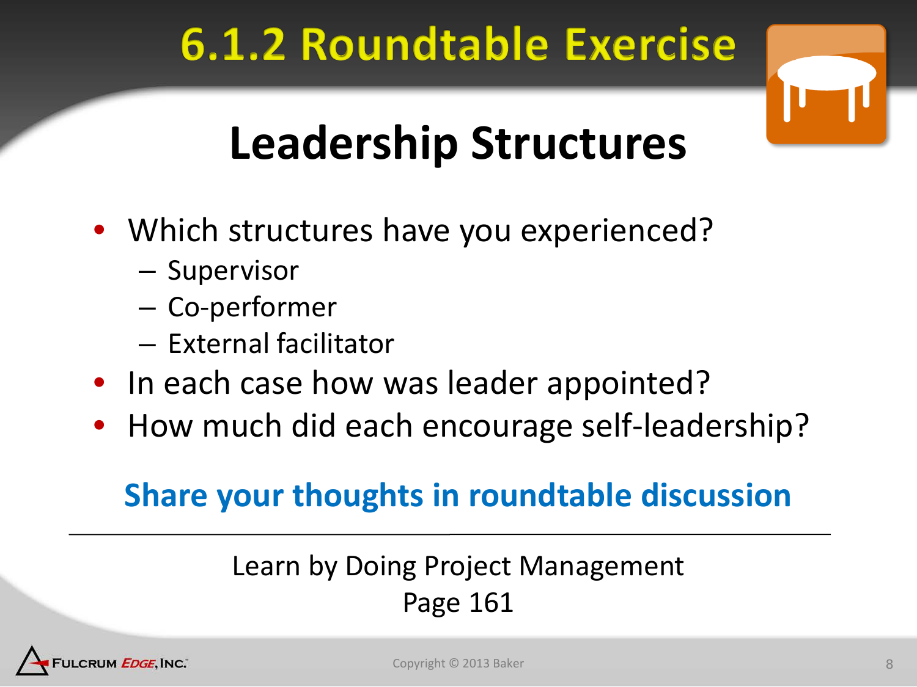# 6.1.2 Roundtable Exercise

## Leadership Structures

- Which structures have you experienced?
  - Supervisor
  - Co-performer
  - External facilitator
- In each case how was leader appointed?
- How much did each encourage self-leadership?

**Share your thoughts in roundtable discussion**

---

Learn by Doing Project Management
Page 161

Copyright © 2013 Baker